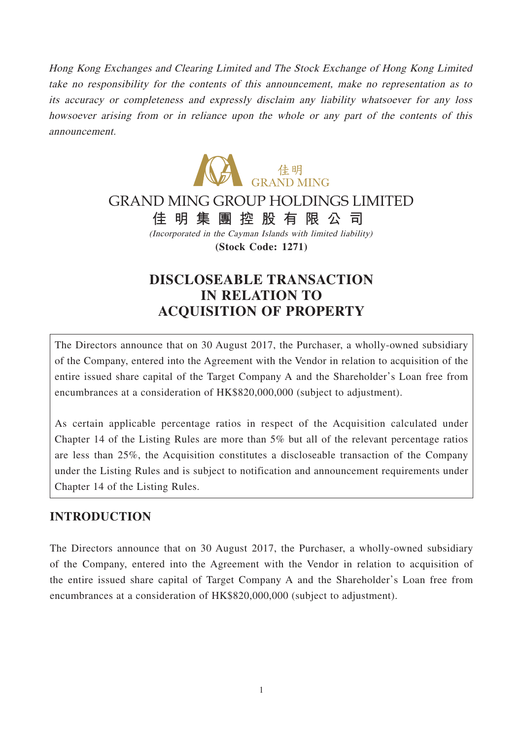*Hong Kong Exchanges and Clearing Limited and The Stock Exchange of Hong Kong Limited take no responsibility for the contents of this announcement, make no representation as to its accuracy or completeness and expressly disclaim any liability whatsoever for any loss howsoever arising from or in reliance upon the whole or any part of the contents of this announcement.*

佳明
GRAND MING

# GRAND MING GROUP HOLDINGS LIMITED

# 佳 明 集 團 控 股 有 限 公 司

*(Incorporated in the Cayman Islands with limited liability)*

**(Stock Code: 1271)**

# DISCLOSEABLE TRANSACTION IN RELATION TO ACQUISITION OF PROPERTY

The Directors announce that on 30 August 2017, the Purchaser, a wholly-owned subsidiary of the Company, entered into the Agreement with the Vendor in relation to acquisition of the entire issued share capital of the Target Company A and the Shareholder's Loan free from encumbrances at a consideration of HK$820,000,000 (subject to adjustment).

As certain applicable percentage ratios in respect of the Acquisition calculated under Chapter 14 of the Listing Rules are more than 5% but all of the relevant percentage ratios are less than 25%, the Acquisition constitutes a discloseable transaction of the Company under the Listing Rules and is subject to notification and announcement requirements under Chapter 14 of the Listing Rules.

## INTRODUCTION

The Directors announce that on 30 August 2017, the Purchaser, a wholly-owned subsidiary of the Company, entered into the Agreement with the Vendor in relation to acquisition of the entire issued share capital of Target Company A and the Shareholder's Loan free from encumbrances at a consideration of HK$820,000,000 (subject to adjustment).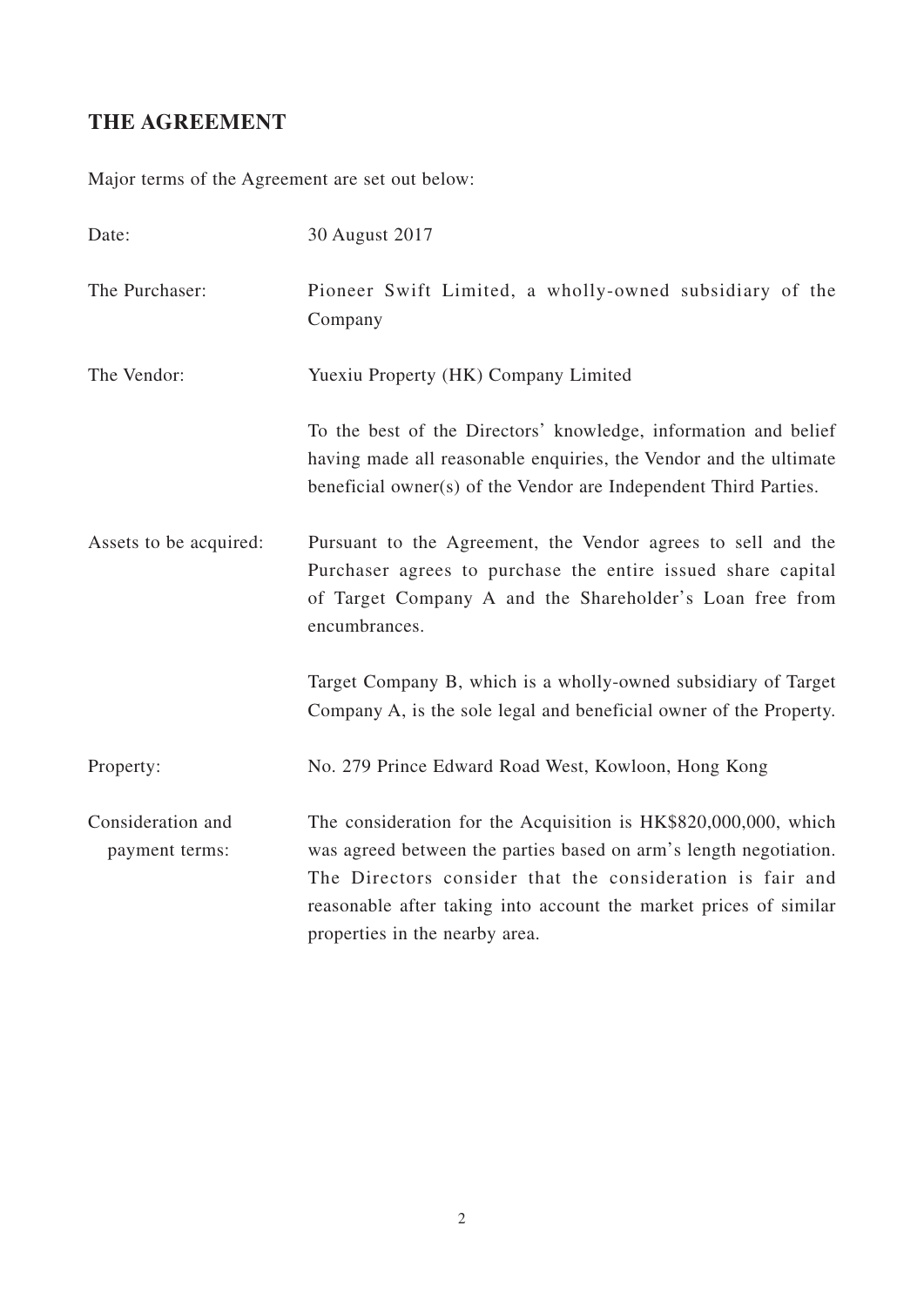## THE AGREEMENT

Major terms of the Agreement are set out below:

| | |
|---|---|
| Date: | 30 August 2017 |
| The Purchaser: | Pioneer Swift Limited, a wholly-owned subsidiary of the Company |
| The Vendor: | Yuexiu Property (HK) Company Limited<br><br>To the best of the Directors' knowledge, information and belief having made all reasonable enquiries, the Vendor and the ultimate beneficial owner(s) of the Vendor are Independent Third Parties. |
| Assets to be acquired: | Pursuant to the Agreement, the Vendor agrees to sell and the Purchaser agrees to purchase the entire issued share capital of Target Company A and the Shareholder's Loan free from encumbrances.<br><br>Target Company B, which is a wholly-owned subsidiary of Target Company A, is the sole legal and beneficial owner of the Property. |
| Property: | No. 279 Prince Edward Road West, Kowloon, Hong Kong |
| Consideration and payment terms: | The consideration for the Acquisition is HK$820,000,000, which was agreed between the parties based on arm's length negotiation. The Directors consider that the consideration is fair and reasonable after taking into account the market prices of similar properties in the nearby area. |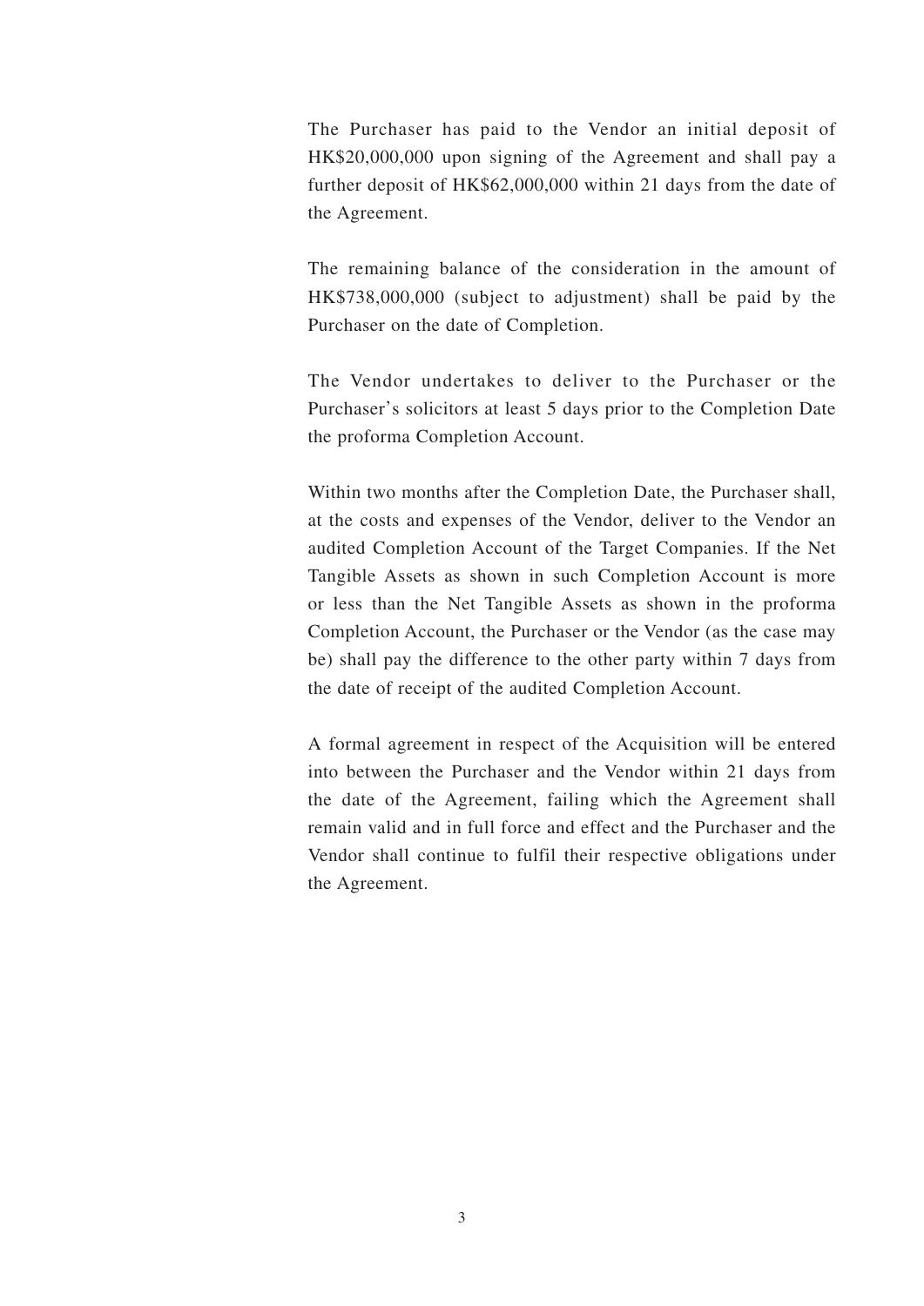The Purchaser has paid to the Vendor an initial deposit of HK$20,000,000 upon signing of the Agreement and shall pay a further deposit of HK$62,000,000 within 21 days from the date of the Agreement.

The remaining balance of the consideration in the amount of HK$738,000,000 (subject to adjustment) shall be paid by the Purchaser on the date of Completion.

The Vendor undertakes to deliver to the Purchaser or the Purchaser's solicitors at least 5 days prior to the Completion Date the proforma Completion Account.

Within two months after the Completion Date, the Purchaser shall, at the costs and expenses of the Vendor, deliver to the Vendor an audited Completion Account of the Target Companies. If the Net Tangible Assets as shown in such Completion Account is more or less than the Net Tangible Assets as shown in the proforma Completion Account, the Purchaser or the Vendor (as the case may be) shall pay the difference to the other party within 7 days from the date of receipt of the audited Completion Account.

A formal agreement in respect of the Acquisition will be entered into between the Purchaser and the Vendor within 21 days from the date of the Agreement, failing which the Agreement shall remain valid and in full force and effect and the Purchaser and the Vendor shall continue to fulfil their respective obligations under the Agreement.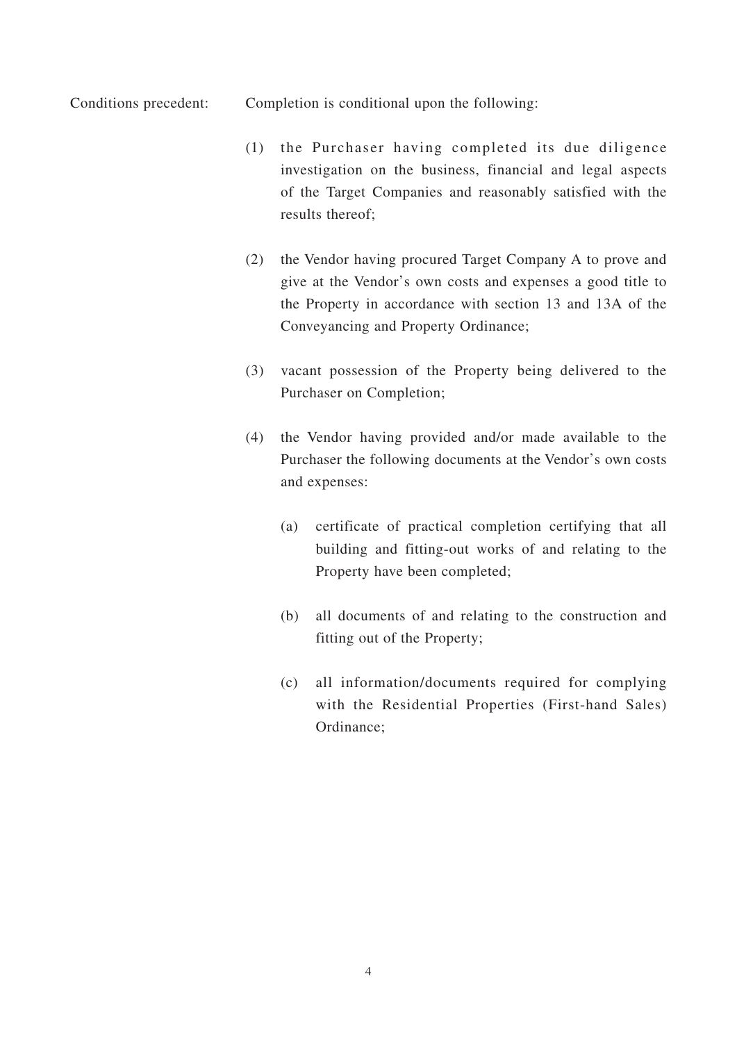Conditions precedent: Completion is conditional upon the following:

(1) the Purchaser having completed its due diligence investigation on the business, financial and legal aspects of the Target Companies and reasonably satisfied with the results thereof;

(2) the Vendor having procured Target Company A to prove and give at the Vendor's own costs and expenses a good title to the Property in accordance with section 13 and 13A of the Conveyancing and Property Ordinance;

(3) vacant possession of the Property being delivered to the Purchaser on Completion;

(4) the Vendor having provided and/or made available to the Purchaser the following documents at the Vendor's own costs and expenses:

   (a) certificate of practical completion certifying that all building and fitting-out works of and relating to the Property have been completed;

   (b) all documents of and relating to the construction and fitting out of the Property;

   (c) all information/documents required for complying with the Residential Properties (First-hand Sales) Ordinance;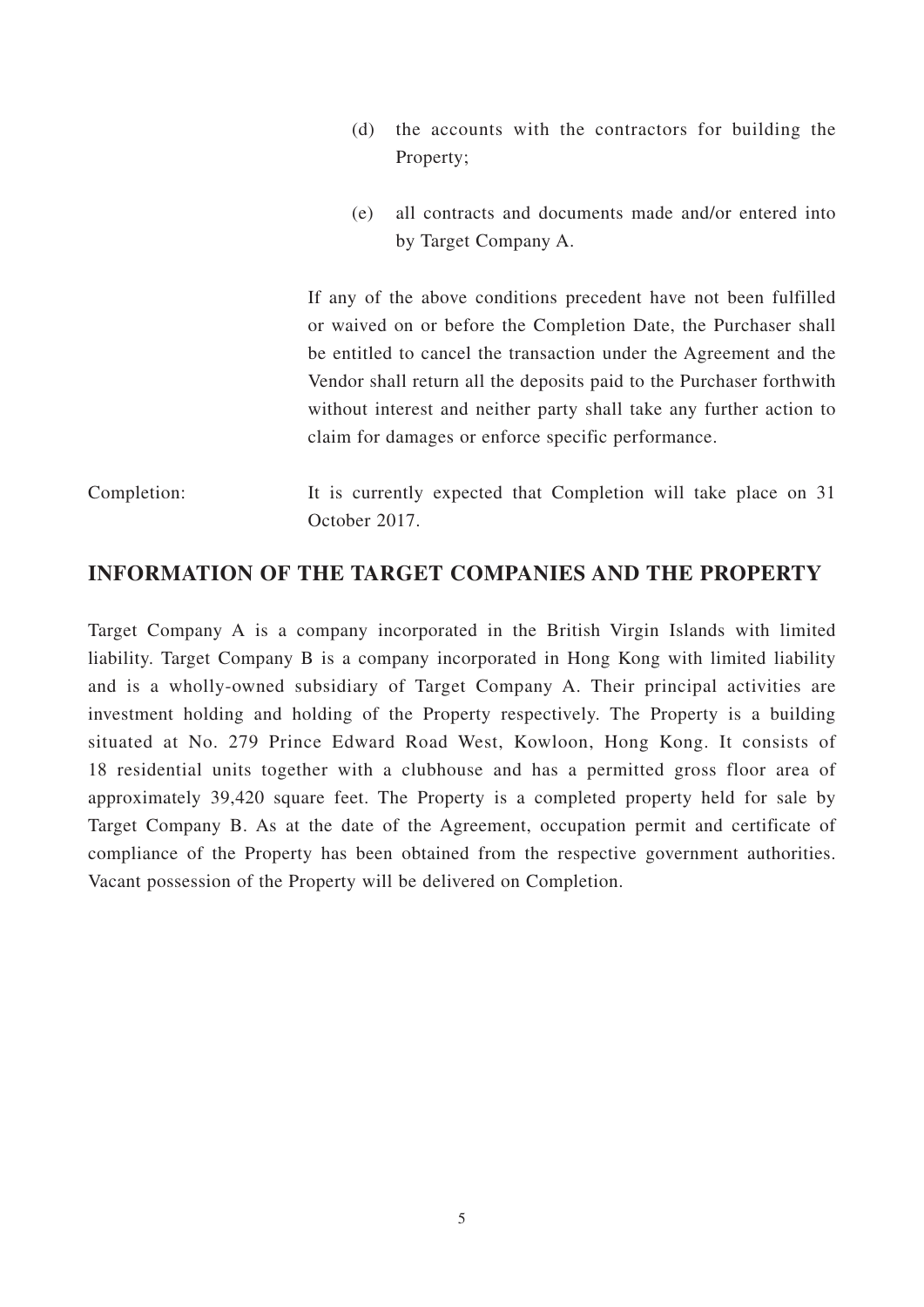(d) the accounts with the contractors for building the Property;

(e) all contracts and documents made and/or entered into by Target Company A.

If any of the above conditions precedent have not been fulfilled or waived on or before the Completion Date, the Purchaser shall be entitled to cancel the transaction under the Agreement and the Vendor shall return all the deposits paid to the Purchaser forthwith without interest and neither party shall take any further action to claim for damages or enforce specific performance.

Completion: It is currently expected that Completion will take place on 31 October 2017.

## INFORMATION OF THE TARGET COMPANIES AND THE PROPERTY

Target Company A is a company incorporated in the British Virgin Islands with limited liability. Target Company B is a company incorporated in Hong Kong with limited liability and is a wholly-owned subsidiary of Target Company A. Their principal activities are investment holding and holding of the Property respectively. The Property is a building situated at No. 279 Prince Edward Road West, Kowloon, Hong Kong. It consists of 18 residential units together with a clubhouse and has a permitted gross floor area of approximately 39,420 square feet. The Property is a completed property held for sale by Target Company B. As at the date of the Agreement, occupation permit and certificate of compliance of the Property has been obtained from the respective government authorities. Vacant possession of the Property will be delivered on Completion.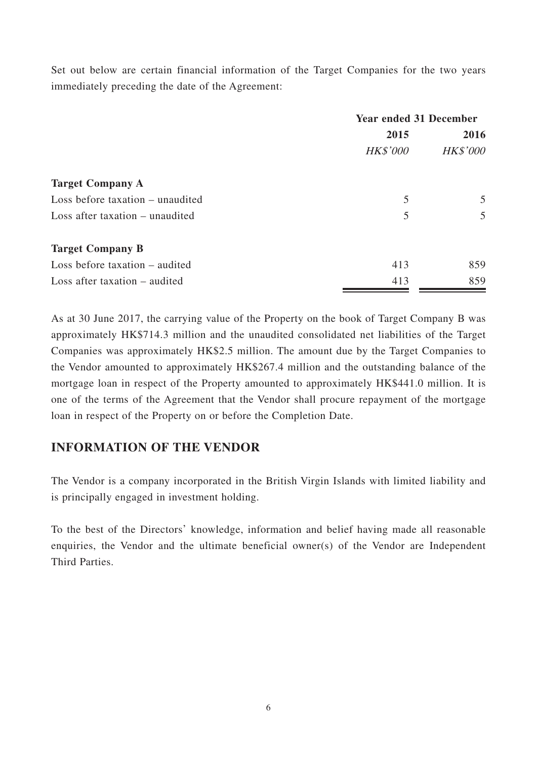Set out below are certain financial information of the Target Companies for the two years immediately preceding the date of the Agreement:

| | Year ended 31 December | |
|---|---|---|
| | 2015 | 2016 |
| | *HK$'000* | *HK$'000* |
| **Target Company A** | | |
| Loss before taxation – unaudited | 5 | 5 |
| Loss after taxation – unaudited | 5 | 5 |
| **Target Company B** | | |
| Loss before taxation – audited | 413 | 859 |
| Loss after taxation – audited | 413 | 859 |

As at 30 June 2017, the carrying value of the Property on the book of Target Company B was approximately HK$714.3 million and the unaudited consolidated net liabilities of the Target Companies was approximately HK$2.5 million. The amount due by the Target Companies to the Vendor amounted to approximately HK$267.4 million and the outstanding balance of the mortgage loan in respect of the Property amounted to approximately HK$441.0 million. It is one of the terms of the Agreement that the Vendor shall procure repayment of the mortgage loan in respect of the Property on or before the Completion Date.

## INFORMATION OF THE VENDOR

The Vendor is a company incorporated in the British Virgin Islands with limited liability and is principally engaged in investment holding.

To the best of the Directors' knowledge, information and belief having made all reasonable enquiries, the Vendor and the ultimate beneficial owner(s) of the Vendor are Independent Third Parties.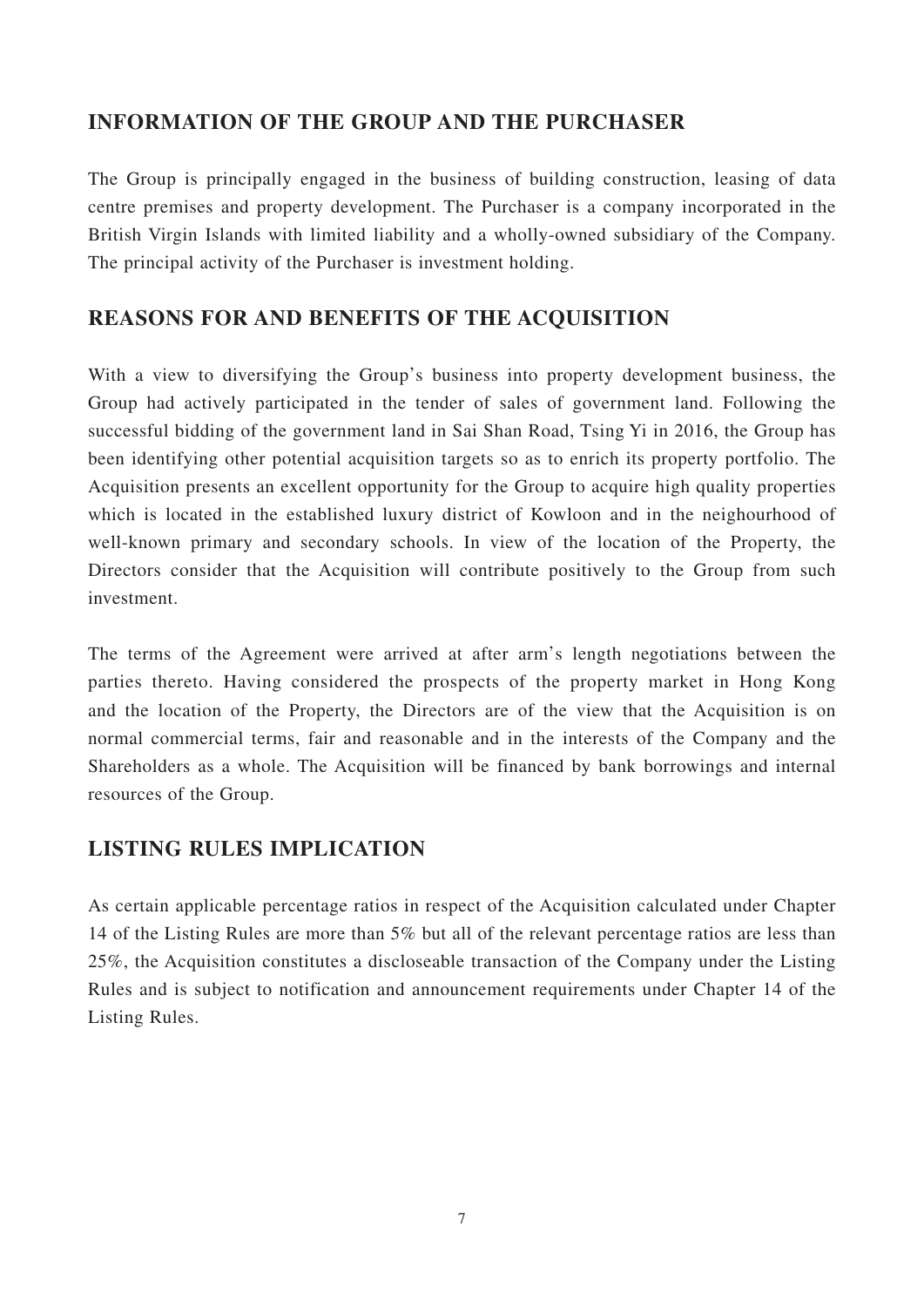## INFORMATION OF THE GROUP AND THE PURCHASER

The Group is principally engaged in the business of building construction, leasing of data centre premises and property development. The Purchaser is a company incorporated in the British Virgin Islands with limited liability and a wholly-owned subsidiary of the Company. The principal activity of the Purchaser is investment holding.

## REASONS FOR AND BENEFITS OF THE ACQUISITION

With a view to diversifying the Group's business into property development business, the Group had actively participated in the tender of sales of government land. Following the successful bidding of the government land in Sai Shan Road, Tsing Yi in 2016, the Group has been identifying other potential acquisition targets so as to enrich its property portfolio. The Acquisition presents an excellent opportunity for the Group to acquire high quality properties which is located in the established luxury district of Kowloon and in the neighourhood of well-known primary and secondary schools. In view of the location of the Property, the Directors consider that the Acquisition will contribute positively to the Group from such investment.

The terms of the Agreement were arrived at after arm's length negotiations between the parties thereto. Having considered the prospects of the property market in Hong Kong and the location of the Property, the Directors are of the view that the Acquisition is on normal commercial terms, fair and reasonable and in the interests of the Company and the Shareholders as a whole. The Acquisition will be financed by bank borrowings and internal resources of the Group.

## LISTING RULES IMPLICATION

As certain applicable percentage ratios in respect of the Acquisition calculated under Chapter 14 of the Listing Rules are more than 5% but all of the relevant percentage ratios are less than 25%, the Acquisition constitutes a discloseable transaction of the Company under the Listing Rules and is subject to notification and announcement requirements under Chapter 14 of the Listing Rules.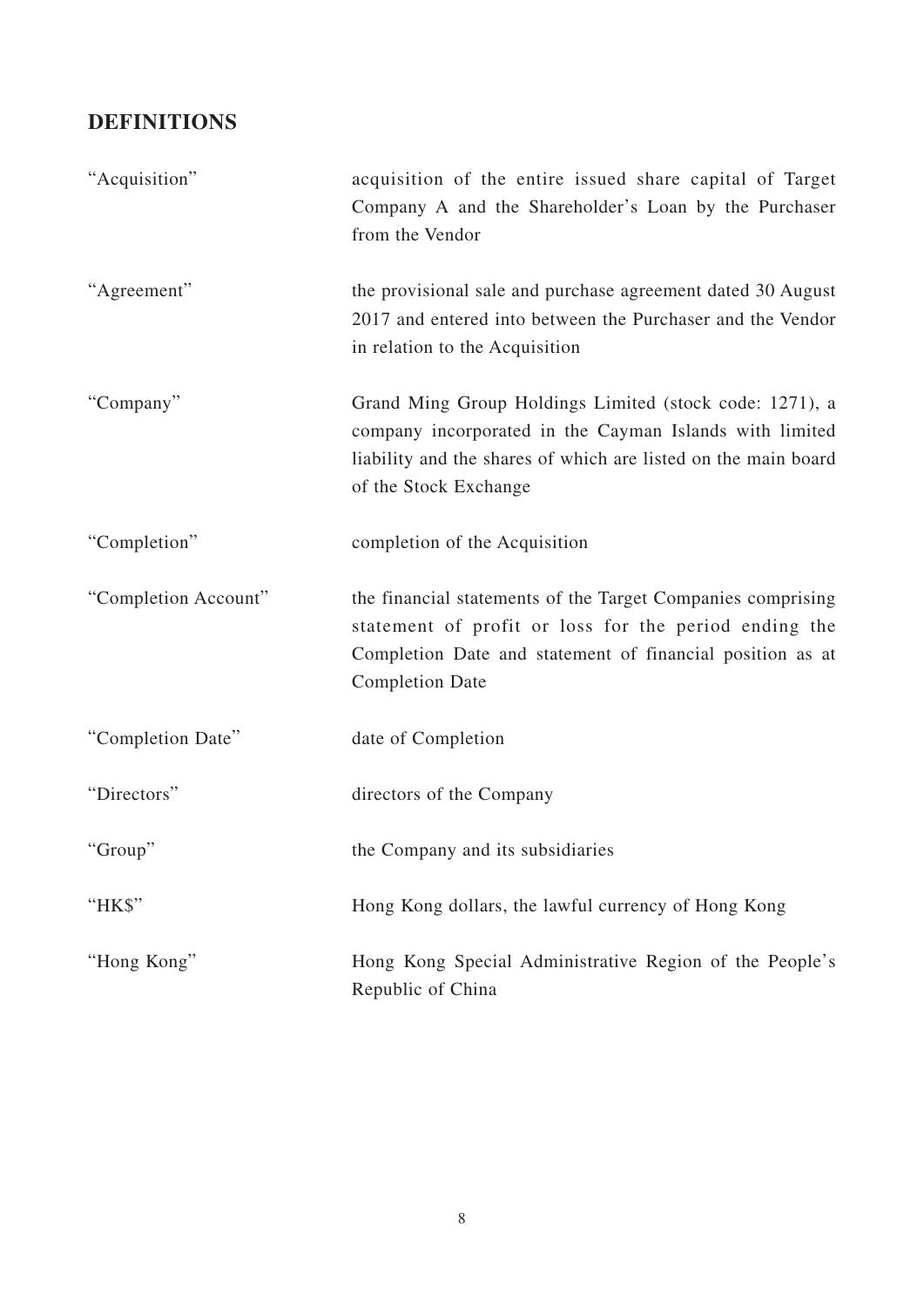## DEFINITIONS

| | |
|---|---|
| "Acquisition" | acquisition of the entire issued share capital of Target Company A and the Shareholder's Loan by the Purchaser from the Vendor |
| "Agreement" | the provisional sale and purchase agreement dated 30 August 2017 and entered into between the Purchaser and the Vendor in relation to the Acquisition |
| "Company" | Grand Ming Group Holdings Limited (stock code: 1271), a company incorporated in the Cayman Islands with limited liability and the shares of which are listed on the main board of the Stock Exchange |
| "Completion" | completion of the Acquisition |
| "Completion Account" | the financial statements of the Target Companies comprising statement of profit or loss for the period ending the Completion Date and statement of financial position as at Completion Date |
| "Completion Date" | date of Completion |
| "Directors" | directors of the Company |
| "Group" | the Company and its subsidiaries |
| "HK$" | Hong Kong dollars, the lawful currency of Hong Kong |
| "Hong Kong" | Hong Kong Special Administrative Region of the People's Republic of China |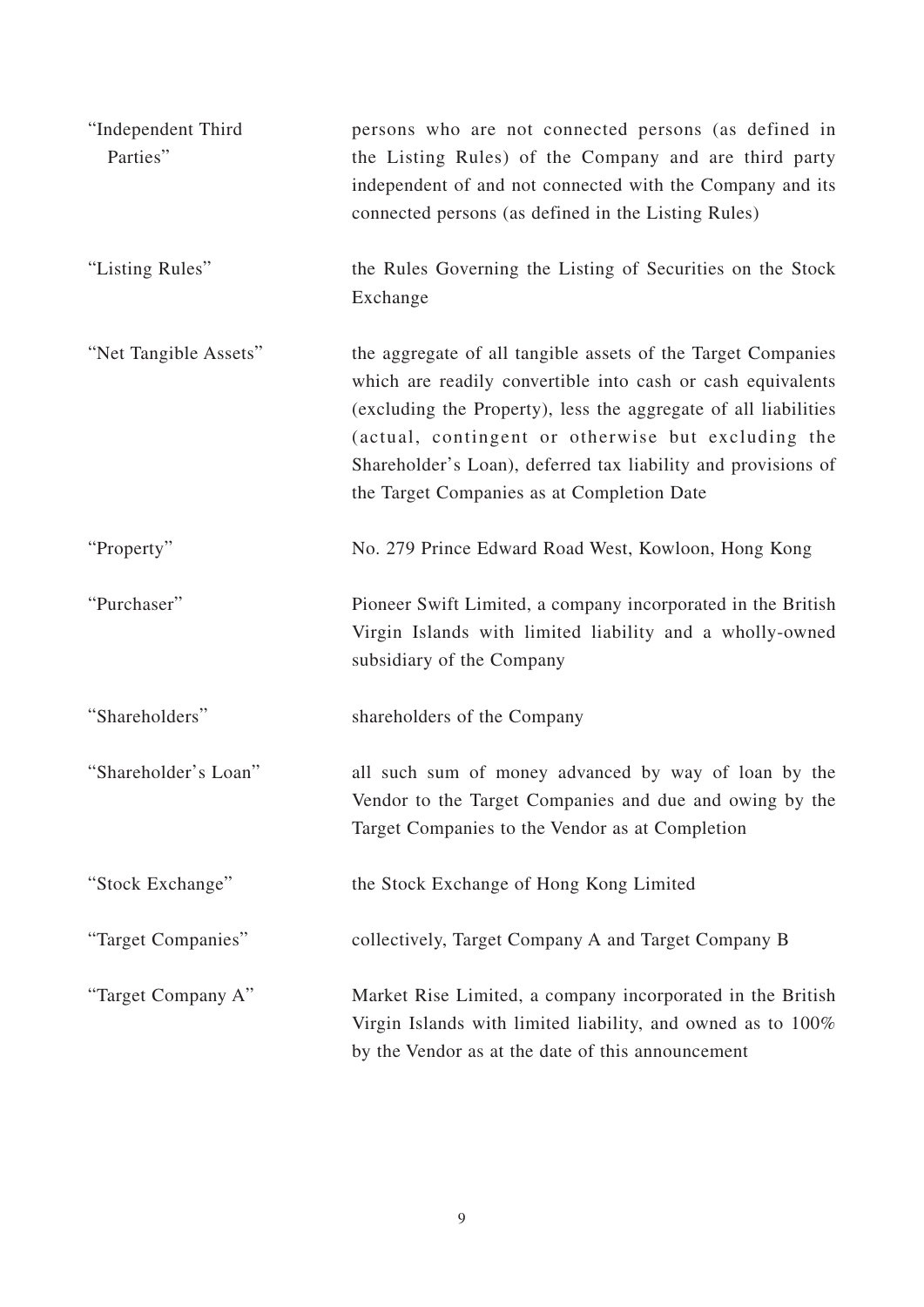| | |
|---|---|
| "Independent Third Parties" | persons who are not connected persons (as defined in the Listing Rules) of the Company and are third party independent of and not connected with the Company and its connected persons (as defined in the Listing Rules) |
| "Listing Rules" | the Rules Governing the Listing of Securities on the Stock Exchange |
| "Net Tangible Assets" | the aggregate of all tangible assets of the Target Companies which are readily convertible into cash or cash equivalents (excluding the Property), less the aggregate of all liabilities (actual, contingent or otherwise but excluding the Shareholder's Loan), deferred tax liability and provisions of the Target Companies as at Completion Date |
| "Property" | No. 279 Prince Edward Road West, Kowloon, Hong Kong |
| "Purchaser" | Pioneer Swift Limited, a company incorporated in the British Virgin Islands with limited liability and a wholly-owned subsidiary of the Company |
| "Shareholders" | shareholders of the Company |
| "Shareholder's Loan" | all such sum of money advanced by way of loan by the Vendor to the Target Companies and due and owing by the Target Companies to the Vendor as at Completion |
| "Stock Exchange" | the Stock Exchange of Hong Kong Limited |
| "Target Companies" | collectively, Target Company A and Target Company B |
| "Target Company A" | Market Rise Limited, a company incorporated in the British Virgin Islands with limited liability, and owned as to 100% by the Vendor as at the date of this announcement |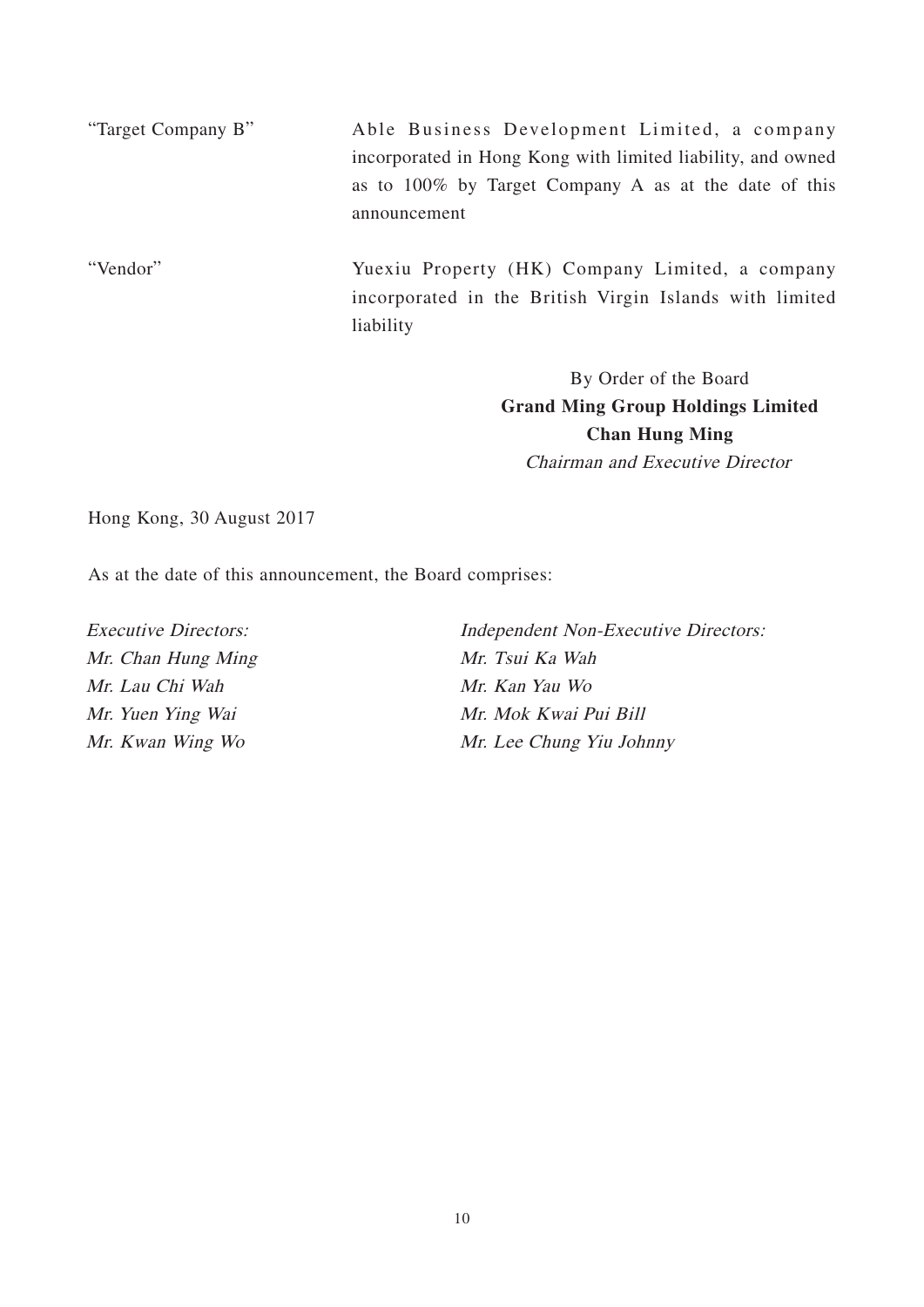| | |
|---|---|
| "Target Company B" | Able Business Development Limited, a company incorporated in Hong Kong with limited liability, and owned as to 100% by Target Company A as at the date of this announcement |
| "Vendor" | Yuexiu Property (HK) Company Limited, a company incorporated in the British Virgin Islands with limited liability |

By Order of the Board
**Grand Ming Group Holdings Limited**
**Chan Hung Ming**
*Chairman and Executive Director*

Hong Kong, 30 August 2017

As at the date of this announcement, the Board comprises:

| | |
|---|---|
| *Executive Directors:* | *Independent Non-Executive Directors:* |
| *Mr. Chan Hung Ming* | *Mr. Tsui Ka Wah* |
| *Mr. Lau Chi Wah* | *Mr. Kan Yau Wo* |
| *Mr. Yuen Ying Wai* | *Mr. Mok Kwai Pui Bill* |
| *Mr. Kwan Wing Wo* | *Mr. Lee Chung Yiu Johnny* |